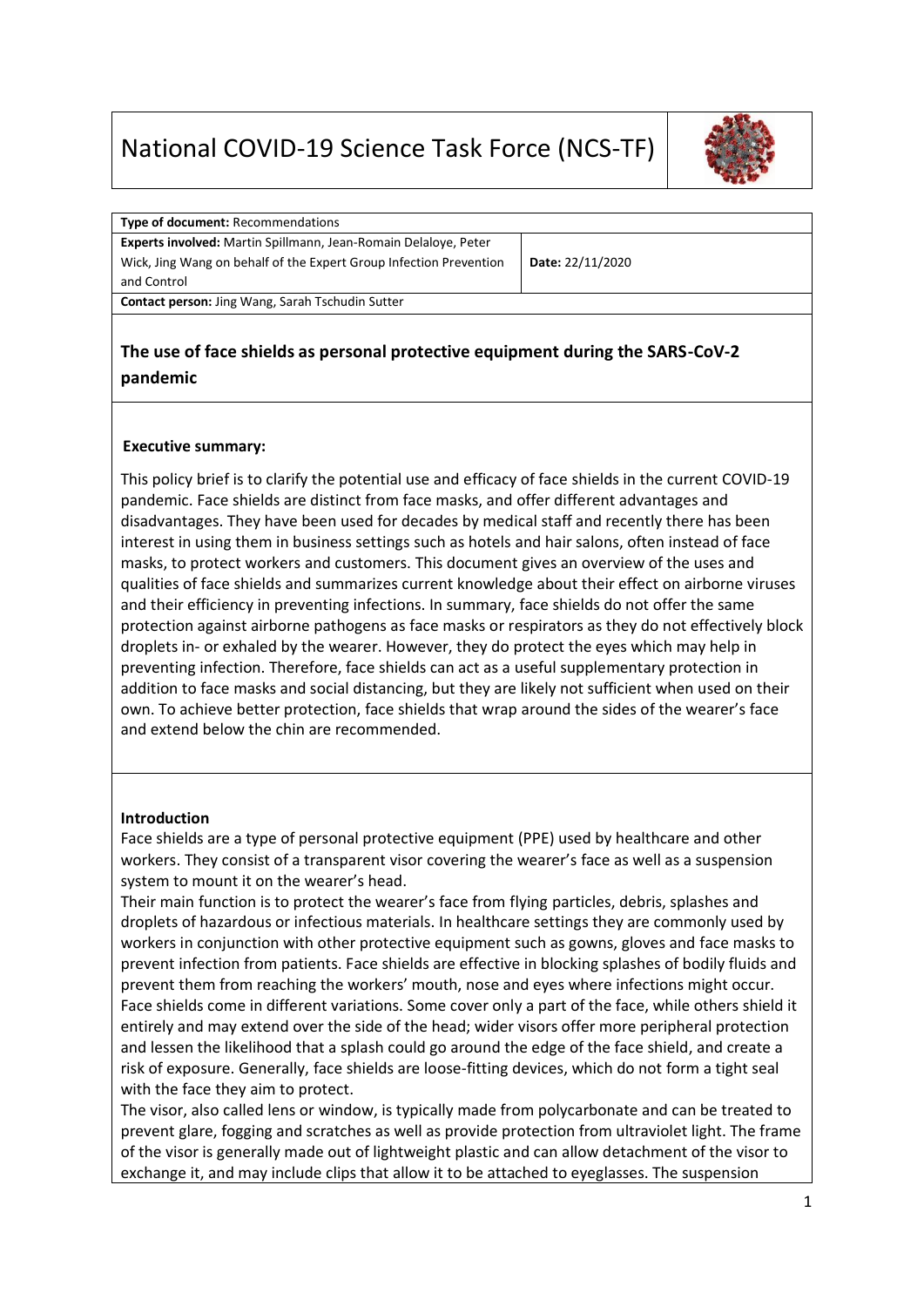# National COVID-19 Science Task Force (NCS-TF)

| | |
|---|---|
| **Type of document:** Recommendations | |
| **Experts involved:** Martin Spillmann, Jean-Romain Delaloye, Peter Wick, Jing Wang on behalf of the Expert Group Infection Prevention and Control | **Date:** 22/11/2020 |
| **Contact person:** Jing Wang, Sarah Tschudin Sutter | |

## The use of face shields as personal protective equipment during the SARS-CoV-2 pandemic

### Executive summary:

This policy brief is to clarify the potential use and efficacy of face shields in the current COVID-19 pandemic. Face shields are distinct from face masks, and offer different advantages and disadvantages. They have been used for decades by medical staff and recently there has been interest in using them in business settings such as hotels and hair salons, often instead of face masks, to protect workers and customers. This document gives an overview of the uses and qualities of face shields and summarizes current knowledge about their effect on airborne viruses and their efficiency in preventing infections. In summary, face shields do not offer the same protection against airborne pathogens as face masks or respirators as they do not effectively block droplets in- or exhaled by the wearer. However, they do protect the eyes which may help in preventing infection. Therefore, face shields can act as a useful supplementary protection in addition to face masks and social distancing, but they are likely not sufficient when used on their own. To achieve better protection, face shields that wrap around the sides of the wearer's face and extend below the chin are recommended.

### Introduction

Face shields are a type of personal protective equipment (PPE) used by healthcare and other workers. They consist of a transparent visor covering the wearer's face as well as a suspension system to mount it on the wearer's head.

Their main function is to protect the wearer's face from flying particles, debris, splashes and droplets of hazardous or infectious materials. In healthcare settings they are commonly used by workers in conjunction with other protective equipment such as gowns, gloves and face masks to prevent infection from patients. Face shields are effective in blocking splashes of bodily fluids and prevent them from reaching the workers' mouth, nose and eyes where infections might occur.

Face shields come in different variations. Some cover only a part of the face, while others shield it entirely and may extend over the side of the head; wider visors offer more peripheral protection and lessen the likelihood that a splash could go around the edge of the face shield, and create a risk of exposure. Generally, face shields are loose-fitting devices, which do not form a tight seal with the face they aim to protect.

The visor, also called lens or window, is typically made from polycarbonate and can be treated to prevent glare, fogging and scratches as well as provide protection from ultraviolet light. The frame of the visor is generally made out of lightweight plastic and can allow detachment of the visor to exchange it, and may include clips that allow it to be attached to eyeglasses. The suspension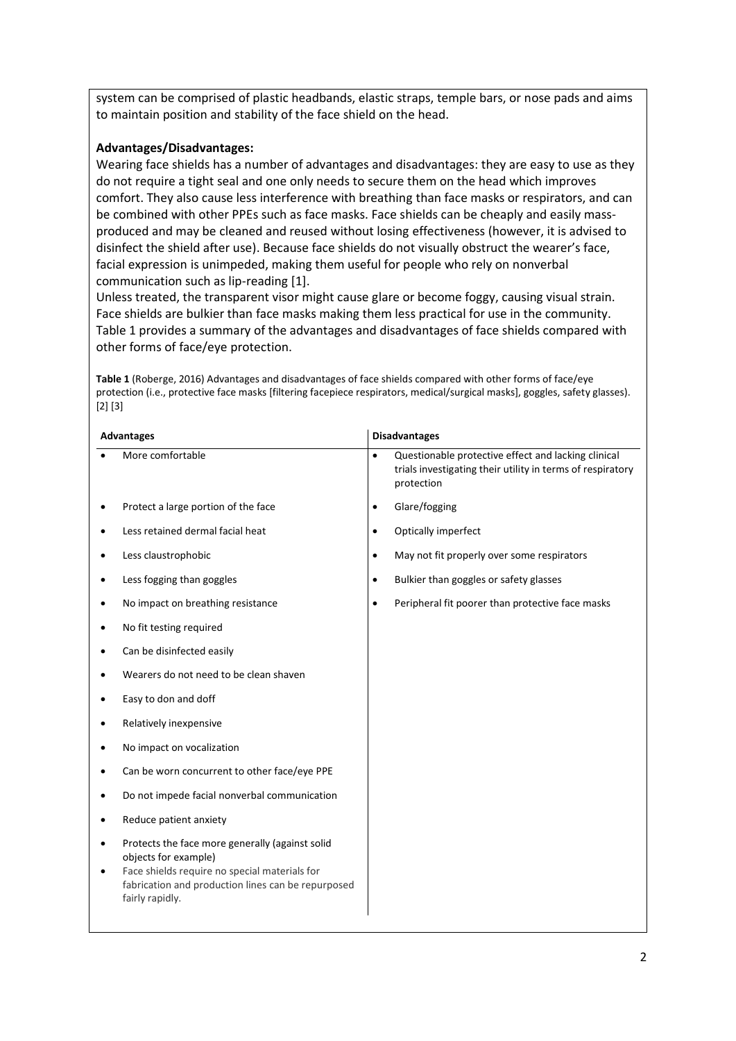system can be comprised of plastic headbands, elastic straps, temple bars, or nose pads and aims to maintain position and stability of the face shield on the head.

**Advantages/Disadvantages:**

Wearing face shields has a number of advantages and disadvantages: they are easy to use as they do not require a tight seal and one only needs to secure them on the head which improves comfort. They also cause less interference with breathing than face masks or respirators, and can be combined with other PPEs such as face masks. Face shields can be cheaply and easily mass-produced and may be cleaned and reused without losing effectiveness (however, it is advised to disinfect the shield after use). Because face shields do not visually obstruct the wearer's face, facial expression is unimpeded, making them useful for people who rely on nonverbal communication such as lip-reading [1].

Unless treated, the transparent visor might cause glare or become foggy, causing visual strain. Face shields are bulkier than face masks making them less practical for use in the community. Table 1 provides a summary of the advantages and disadvantages of face shields compared with other forms of face/eye protection.

**Table 1** (Roberge, 2016) Advantages and disadvantages of face shields compared with other forms of face/eye protection (i.e., protective face masks [filtering facepiece respirators, medical/surgical masks], goggles, safety glasses). [2] [3]

| Advantages | Disadvantages |
| --- | --- |
| • More comfortable | • Questionable protective effect and lacking clinical trials investigating their utility in terms of respiratory protection |
| • Protect a large portion of the face | • Glare/fogging |
| • Less retained dermal facial heat | • Optically imperfect |
| • Less claustrophobic | • May not fit properly over some respirators |
| • Less fogging than goggles | • Bulkier than goggles or safety glasses |
| • No impact on breathing resistance | • Peripheral fit poorer than protective face masks |
| • No fit testing required | |
| • Can be disinfected easily | |
| • Wearers do not need to be clean shaven | |
| • Easy to don and doff | |
| • Relatively inexpensive | |
| • No impact on vocalization | |
| • Can be worn concurrent to other face/eye PPE | |
| • Do not impede facial nonverbal communication | |
| • Reduce patient anxiety | |
| • Protects the face more generally (against solid objects for example) | |
| • Face shields require no special materials for fabrication and production lines can be repurposed fairly rapidly. | |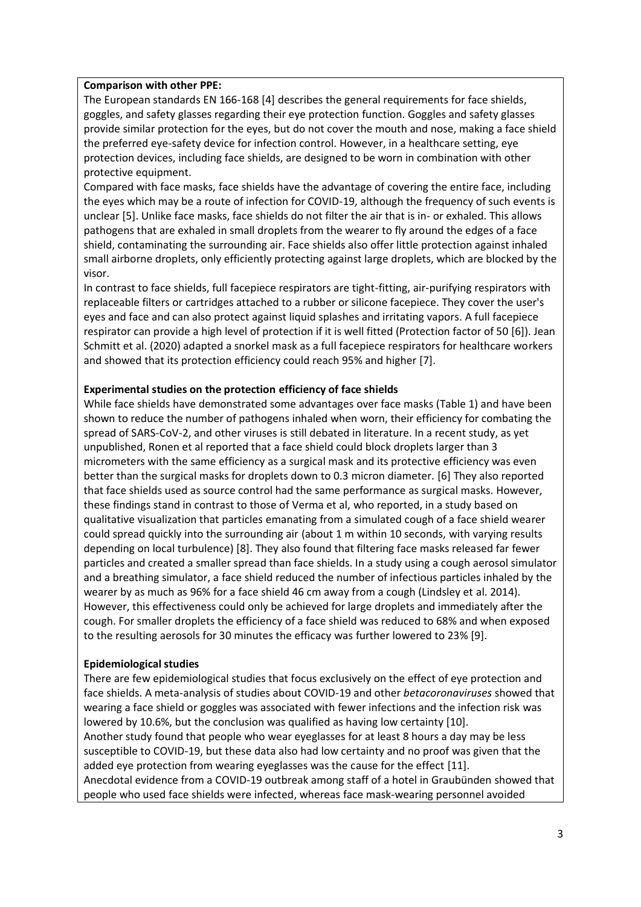**Comparison with other PPE:**

The European standards EN 166-168 [4] describes the general requirements for face shields, goggles, and safety glasses regarding their eye protection function. Goggles and safety glasses provide similar protection for the eyes, but do not cover the mouth and nose, making a face shield the preferred eye-safety device for infection control. However, in a healthcare setting, eye protection devices, including face shields, are designed to be worn in combination with other protective equipment.

Compared with face masks, face shields have the advantage of covering the entire face, including the eyes which may be a route of infection for COVID-19, although the frequency of such events is unclear [5]. Unlike face masks, face shields do not filter the air that is in- or exhaled. This allows pathogens that are exhaled in small droplets from the wearer to fly around the edges of a face shield, contaminating the surrounding air. Face shields also offer little protection against inhaled small airborne droplets, only efficiently protecting against large droplets, which are blocked by the visor.

In contrast to face shields, full facepiece respirators are tight-fitting, air-purifying respirators with replaceable filters or cartridges attached to a rubber or silicone facepiece. They cover the user's eyes and face and can also protect against liquid splashes and irritating vapors. A full facepiece respirator can provide a high level of protection if it is well fitted (Protection factor of 50 [6]). Jean Schmitt et al. (2020) adapted a snorkel mask as a full facepiece respirators for healthcare workers and showed that its protection efficiency could reach 95% and higher [7].

**Experimental studies on the protection efficiency of face shields**

While face shields have demonstrated some advantages over face masks (Table 1) and have been shown to reduce the number of pathogens inhaled when worn, their efficiency for combating the spread of SARS-CoV-2, and other viruses is still debated in literature. In a recent study, as yet unpublished, Ronen et al reported that a face shield could block droplets larger than 3 micrometers with the same efficiency as a surgical mask and its protective efficiency was even better than the surgical masks for droplets down to 0.3 micron diameter. [6] They also reported that face shields used as source control had the same performance as surgical masks. However, these findings stand in contrast to those of Verma et al, who reported, in a study based on qualitative visualization that particles emanating from a simulated cough of a face shield wearer could spread quickly into the surrounding air (about 1 m within 10 seconds, with varying results depending on local turbulence) [8]. They also found that filtering face masks released far fewer particles and created a smaller spread than face shields. In a study using a cough aerosol simulator and a breathing simulator, a face shield reduced the number of infectious particles inhaled by the wearer by as much as 96% for a face shield 46 cm away from a cough (Lindsley et al. 2014). However, this effectiveness could only be achieved for large droplets and immediately after the cough. For smaller droplets the efficiency of a face shield was reduced to 68% and when exposed to the resulting aerosols for 30 minutes the efficacy was further lowered to 23% [9].

**Epidemiological studies**

There are few epidemiological studies that focus exclusively on the effect of eye protection and face shields. A meta-analysis of studies about COVID-19 and other *betacoronaviruses* showed that wearing a face shield or goggles was associated with fewer infections and the infection risk was lowered by 10.6%, but the conclusion was qualified as having low certainty [10].

Another study found that people who wear eyeglasses for at least 8 hours a day may be less susceptible to COVID-19, but these data also had low certainty and no proof was given that the added eye protection from wearing eyeglasses was the cause for the effect [11].

Anecdotal evidence from a COVID-19 outbreak among staff of a hotel in Graubünden showed that people who used face shields were infected, whereas face mask-wearing personnel avoided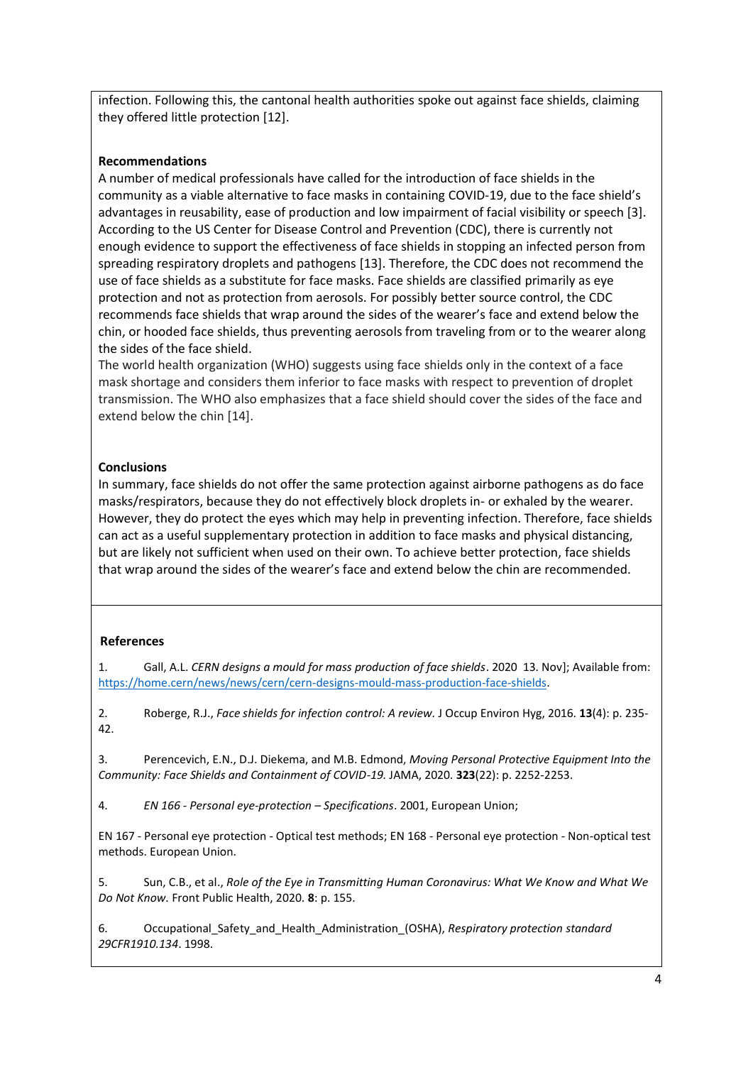infection. Following this, the cantonal health authorities spoke out against face shields, claiming they offered little protection [12].

**Recommendations**

A number of medical professionals have called for the introduction of face shields in the community as a viable alternative to face masks in containing COVID-19, due to the face shield's advantages in reusability, ease of production and low impairment of facial visibility or speech [3]. According to the US Center for Disease Control and Prevention (CDC), there is currently not enough evidence to support the effectiveness of face shields in stopping an infected person from spreading respiratory droplets and pathogens [13]. Therefore, the CDC does not recommend the use of face shields as a substitute for face masks. Face shields are classified primarily as eye protection and not as protection from aerosols. For possibly better source control, the CDC recommends face shields that wrap around the sides of the wearer's face and extend below the chin, or hooded face shields, thus preventing aerosols from traveling from or to the wearer along the sides of the face shield.

The world health organization (WHO) suggests using face shields only in the context of a face mask shortage and considers them inferior to face masks with respect to prevention of droplet transmission. The WHO also emphasizes that a face shield should cover the sides of the face and extend below the chin [14].

**Conclusions**

In summary, face shields do not offer the same protection against airborne pathogens as do face masks/respirators, because they do not effectively block droplets in- or exhaled by the wearer. However, they do protect the eyes which may help in preventing infection. Therefore, face shields can act as a useful supplementary protection in addition to face masks and physical distancing, but are likely not sufficient when used on their own. To achieve better protection, face shields that wrap around the sides of the wearer's face and extend below the chin are recommended.

**References**

1. Gall, A.L. *CERN designs a mould for mass production of face shields*. 2020 13. Nov]; Available from: https://home.cern/news/news/cern/cern-designs-mould-mass-production-face-shields.

2. Roberge, R.J., *Face shields for infection control: A review.* J Occup Environ Hyg, 2016. **13**(4): p. 235-42.

3. Perencevich, E.N., D.J. Diekema, and M.B. Edmond, *Moving Personal Protective Equipment Into the Community: Face Shields and Containment of COVID-19.* JAMA, 2020. **323**(22): p. 2252-2253.

4. *EN 166 - Personal eye-protection – Specifications*. 2001, European Union;

EN 167 - Personal eye protection - Optical test methods; EN 168 - Personal eye protection - Non-optical test methods. European Union.

5. Sun, C.B., et al., *Role of the Eye in Transmitting Human Coronavirus: What We Know and What We Do Not Know.* Front Public Health, 2020. **8**: p. 155.

6. Occupational_Safety_and_Health_Administration_(OSHA), *Respiratory protection standard 29CFR1910.134*. 1998.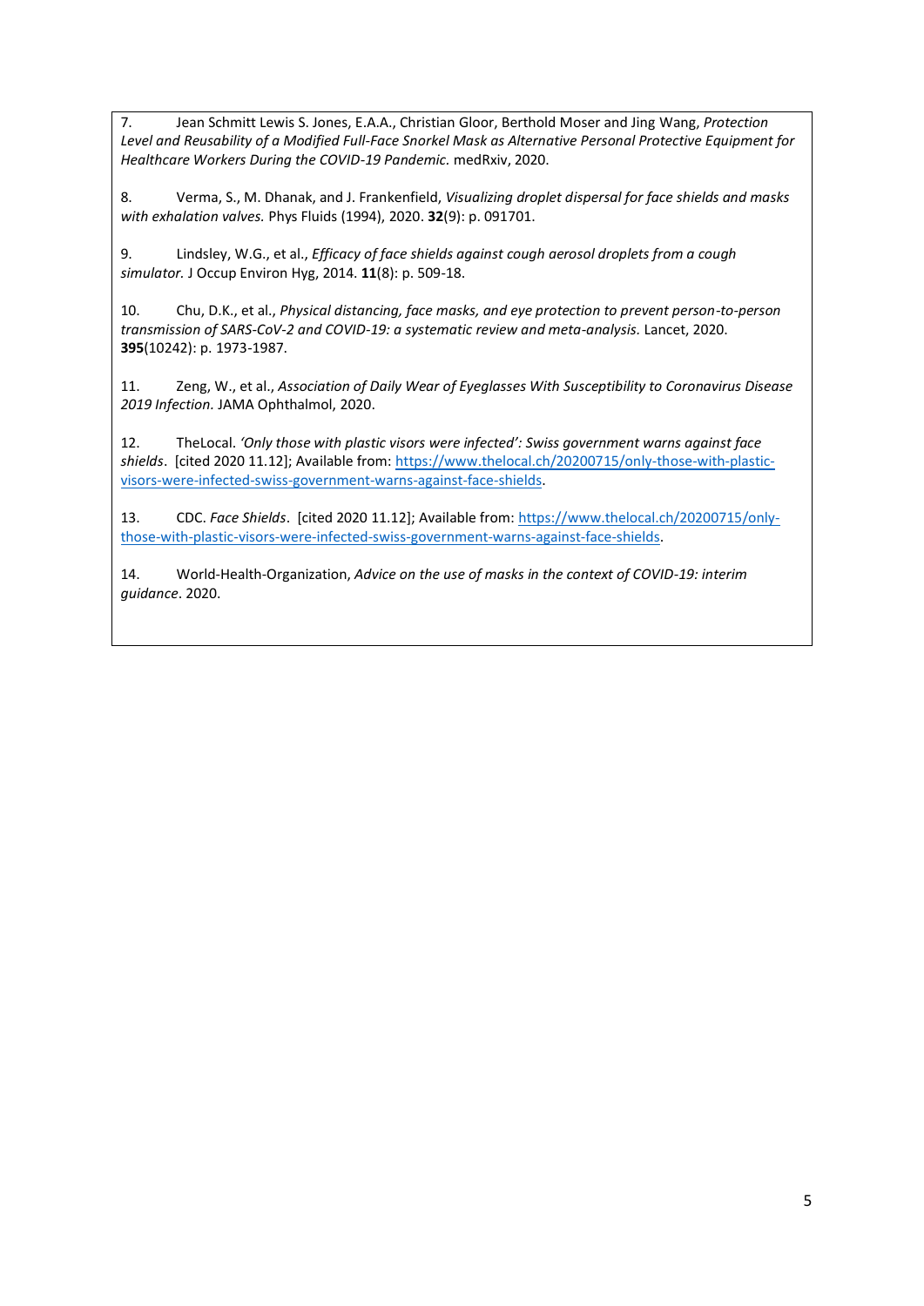7. Jean Schmitt Lewis S. Jones, E.A.A., Christian Gloor, Berthold Moser and Jing Wang, *Protection Level and Reusability of a Modified Full-Face Snorkel Mask as Alternative Personal Protective Equipment for Healthcare Workers During the COVID-19 Pandemic.* medRxiv, 2020.

8. Verma, S., M. Dhanak, and J. Frankenfield, *Visualizing droplet dispersal for face shields and masks with exhalation valves.* Phys Fluids (1994), 2020. **32**(9): p. 091701.

9. Lindsley, W.G., et al., *Efficacy of face shields against cough aerosol droplets from a cough simulator.* J Occup Environ Hyg, 2014. **11**(8): p. 509-18.

10. Chu, D.K., et al., *Physical distancing, face masks, and eye protection to prevent person-to-person transmission of SARS-CoV-2 and COVID-19: a systematic review and meta-analysis.* Lancet, 2020. **395**(10242): p. 1973-1987.

11. Zeng, W., et al., *Association of Daily Wear of Eyeglasses With Susceptibility to Coronavirus Disease 2019 Infection.* JAMA Ophthalmol, 2020.

12. TheLocal. *'Only those with plastic visors were infected': Swiss government warns against face shields*. [cited 2020 11.12]; Available from: https://www.thelocal.ch/20200715/only-those-with-plastic-visors-were-infected-swiss-government-warns-against-face-shields.

13. CDC. *Face Shields*. [cited 2020 11.12]; Available from: https://www.thelocal.ch/20200715/only-those-with-plastic-visors-were-infected-swiss-government-warns-against-face-shields.

14. World-Health-Organization, *Advice on the use of masks in the context of COVID-19: interim guidance*. 2020.